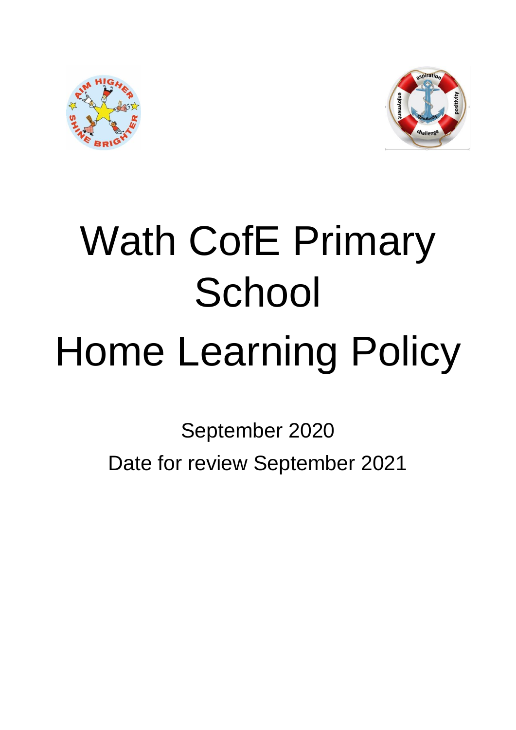# Wath CofE Primary School

# Home Learning Policy

September 2020

Date for review September 2021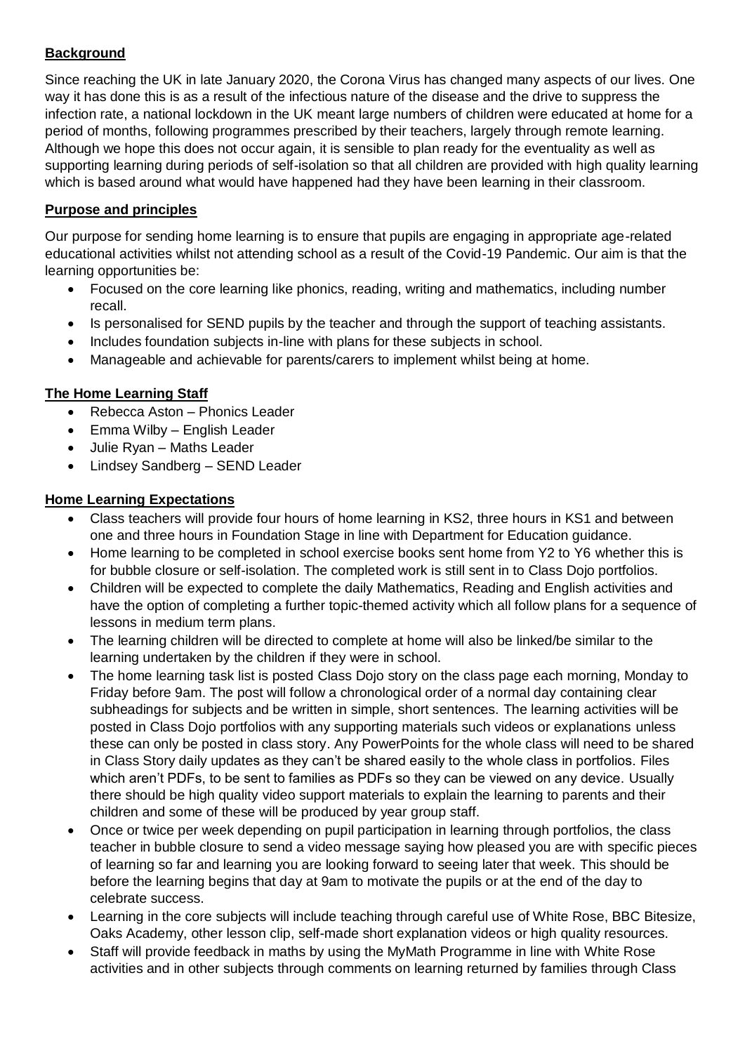**Background**

Since reaching the UK in late January 2020, the Corona Virus has changed many aspects of our lives. One way it has done this is as a result of the infectious nature of the disease and the drive to suppress the infection rate, a national lockdown in the UK meant large numbers of children were educated at home for a period of months, following programmes prescribed by their teachers, largely through remote learning. Although we hope this does not occur again, it is sensible to plan ready for the eventuality as well as supporting learning during periods of self-isolation so that all children are provided with high quality learning which is based around what would have happened had they have been learning in their classroom.

**Purpose and principles**

Our purpose for sending home learning is to ensure that pupils are engaging in appropriate age-related educational activities whilst not attending school as a result of the Covid-19 Pandemic. Our aim is that the learning opportunities be:

- Focused on the core learning like phonics, reading, writing and mathematics, including number recall.
- Is personalised for SEND pupils by the teacher and through the support of teaching assistants.
- Includes foundation subjects in-line with plans for these subjects in school.
- Manageable and achievable for parents/carers to implement whilst being at home.

**The Home Learning Staff**

- Rebecca Aston – Phonics Leader
- Emma Wilby – English Leader
- Julie Ryan – Maths Leader
- Lindsey Sandberg – SEND Leader

**Home Learning Expectations**

- Class teachers will provide four hours of home learning in KS2, three hours in KS1 and between one and three hours in Foundation Stage in line with Department for Education guidance.
- Home learning to be completed in school exercise books sent home from Y2 to Y6 whether this is for bubble closure or self-isolation. The completed work is still sent in to Class Dojo portfolios.
- Children will be expected to complete the daily Mathematics, Reading and English activities and have the option of completing a further topic-themed activity which all follow plans for a sequence of lessons in medium term plans.
- The learning children will be directed to complete at home will also be linked/be similar to the learning undertaken by the children if they were in school.
- The home learning task list is posted Class Dojo story on the class page each morning, Monday to Friday before 9am. The post will follow a chronological order of a normal day containing clear subheadings for subjects and be written in simple, short sentences. The learning activities will be posted in Class Dojo portfolios with any supporting materials such videos or explanations unless these can only be posted in class story. Any PowerPoints for the whole class will need to be shared in Class Story daily updates as they can't be shared easily to the whole class in portfolios. Files which aren't PDFs, to be sent to families as PDFs so they can be viewed on any device. Usually there should be high quality video support materials to explain the learning to parents and their children and some of these will be produced by year group staff.
- Once or twice per week depending on pupil participation in learning through portfolios, the class teacher in bubble closure to send a video message saying how pleased you are with specific pieces of learning so far and learning you are looking forward to seeing later that week. This should be before the learning begins that day at 9am to motivate the pupils or at the end of the day to celebrate success.
- Learning in the core subjects will include teaching through careful use of White Rose, BBC Bitesize, Oaks Academy, other lesson clip, self-made short explanation videos or high quality resources.
- Staff will provide feedback in maths by using the MyMath Programme in line with White Rose activities and in other subjects through comments on learning returned by families through Class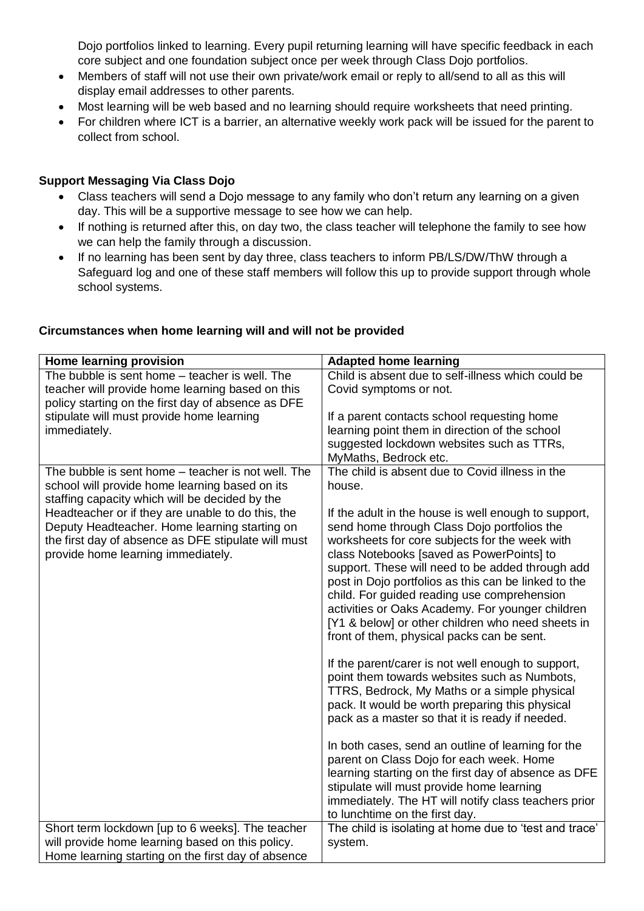Dojo portfolios linked to learning. Every pupil returning learning will have specific feedback in each core subject and one foundation subject once per week through Class Dojo portfolios.

- Members of staff will not use their own private/work email or reply to all/send to all as this will display email addresses to other parents.
- Most learning will be web based and no learning should require worksheets that need printing.
- For children where ICT is a barrier, an alternative weekly work pack will be issued for the parent to collect from school.

**Support Messaging Via Class Dojo**

- Class teachers will send a Dojo message to any family who don't return any learning on a given day. This will be a supportive message to see how we can help.
- If nothing is returned after this, on day two, the class teacher will telephone the family to see how we can help the family through a discussion.
- If no learning has been sent by day three, class teachers to inform PB/LS/DW/ThW through a Safeguard log and one of these staff members will follow this up to provide support through whole school systems.

**Circumstances when home learning will and will not be provided**

| Home learning provision | Adapted home learning |
|---|---|
| The bubble is sent home – teacher is well. The teacher will provide home learning based on this policy starting on the first day of absence as DFE stipulate will must provide home learning immediately. | Child is absent due to self-illness which could be Covid symptoms or not.<br><br>If a parent contacts school requesting home learning point them in direction of the school suggested lockdown websites such as TTRs, MyMaths, Bedrock etc. |
| The bubble is sent home – teacher is not well. The school will provide home learning based on its staffing capacity which will be decided by the Headteacher or if they are unable to do this, the Deputy Headteacher. Home learning starting on the first day of absence as DFE stipulate will must provide home learning immediately. | The child is absent due to Covid illness in the house.<br><br>If the adult in the house is well enough to support, send home through Class Dojo portfolios the worksheets for core subjects for the week with class Notebooks [saved as PowerPoints] to support. These will need to be added through add post in Dojo portfolios as this can be linked to the child. For guided reading use comprehension activities or Oaks Academy. For younger children [Y1 & below] or other children who need sheets in front of them, physical packs can be sent.<br><br>If the parent/carer is not well enough to support, point them towards websites such as Numbots, TTRS, Bedrock, My Maths or a simple physical pack. It would be worth preparing this physical pack as a master so that it is ready if needed.<br><br>In both cases, send an outline of learning for the parent on Class Dojo for each week. Home learning starting on the first day of absence as DFE stipulate will must provide home learning immediately. The HT will notify class teachers prior to lunchtime on the first day. |
| Short term lockdown [up to 6 weeks]. The teacher will provide home learning based on this policy. Home learning starting on the first day of absence | The child is isolating at home due to 'test and trace' system. |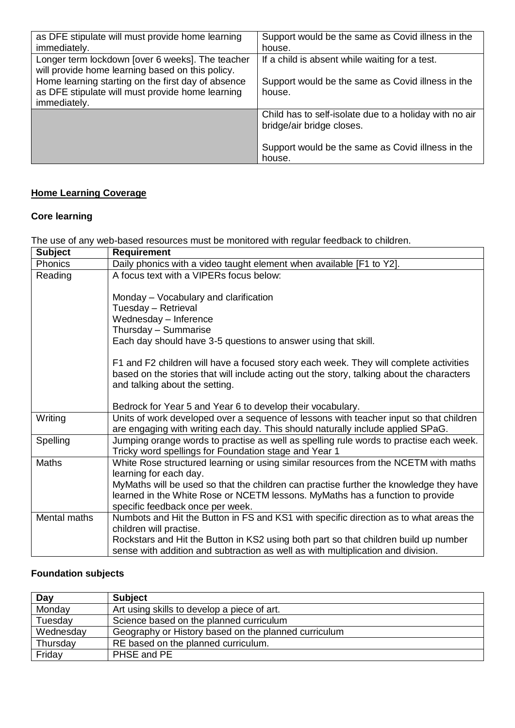| | |
|---|---|
| as DFE stipulate will must provide home learning immediately. | Support would be the same as Covid illness in the house. |
| Longer term lockdown [over 6 weeks]. The teacher will provide home learning based on this policy.<br>Home learning starting on the first day of absence as DFE stipulate will must provide home learning immediately. | If a child is absent while waiting for a test.<br><br>Support would be the same as Covid illness in the house. |
| | Child has to self-isolate due to a holiday with no air bridge/air bridge closes.<br><br>Support would be the same as Covid illness in the house. |

**<u>Home Learning Coverage</u>**

**Core learning**

The use of any web-based resources must be monitored with regular feedback to children.

| Subject | Requirement |
|---|---|
| Phonics | Daily phonics with a video taught element when available [F1 to Y2]. |
| Reading | A focus text with a VIPERs focus below:<br><br>Monday – Vocabulary and clarification<br>Tuesday – Retrieval<br>Wednesday – Inference<br>Thursday – Summarise<br>Each day should have 3-5 questions to answer using that skill.<br><br>F1 and F2 children will have a focused story each week. They will complete activities based on the stories that will include acting out the story, talking about the characters and talking about the setting.<br><br>Bedrock for Year 5 and Year 6 to develop their vocabulary. |
| Writing | Units of work developed over a sequence of lessons with teacher input so that children are engaging with writing each day. This should naturally include applied SPaG. |
| Spelling | Jumping orange words to practise as well as spelling rule words to practise each week. Tricky word spellings for Foundation stage and Year 1 |
| Maths | White Rose structured learning or using similar resources from the NCETM with maths learning for each day.<br>MyMaths will be used so that the children can practise further the knowledge they have learned in the White Rose or NCETM lessons. MyMaths has a function to provide specific feedback once per week. |
| Mental maths | Numbots and Hit the Button in FS and KS1 with specific direction as to what areas the children will practise.<br>Rockstars and Hit the Button in KS2 using both part so that children build up number sense with addition and subtraction as well as with multiplication and division. |

**Foundation subjects**

| Day | Subject |
|---|---|
| Monday | Art using skills to develop a piece of art. |
| Tuesday | Science based on the planned curriculum |
| Wednesday | Geography or History based on the planned curriculum |
| Thursday | RE based on the planned curriculum. |
| Friday | PHSE and PE |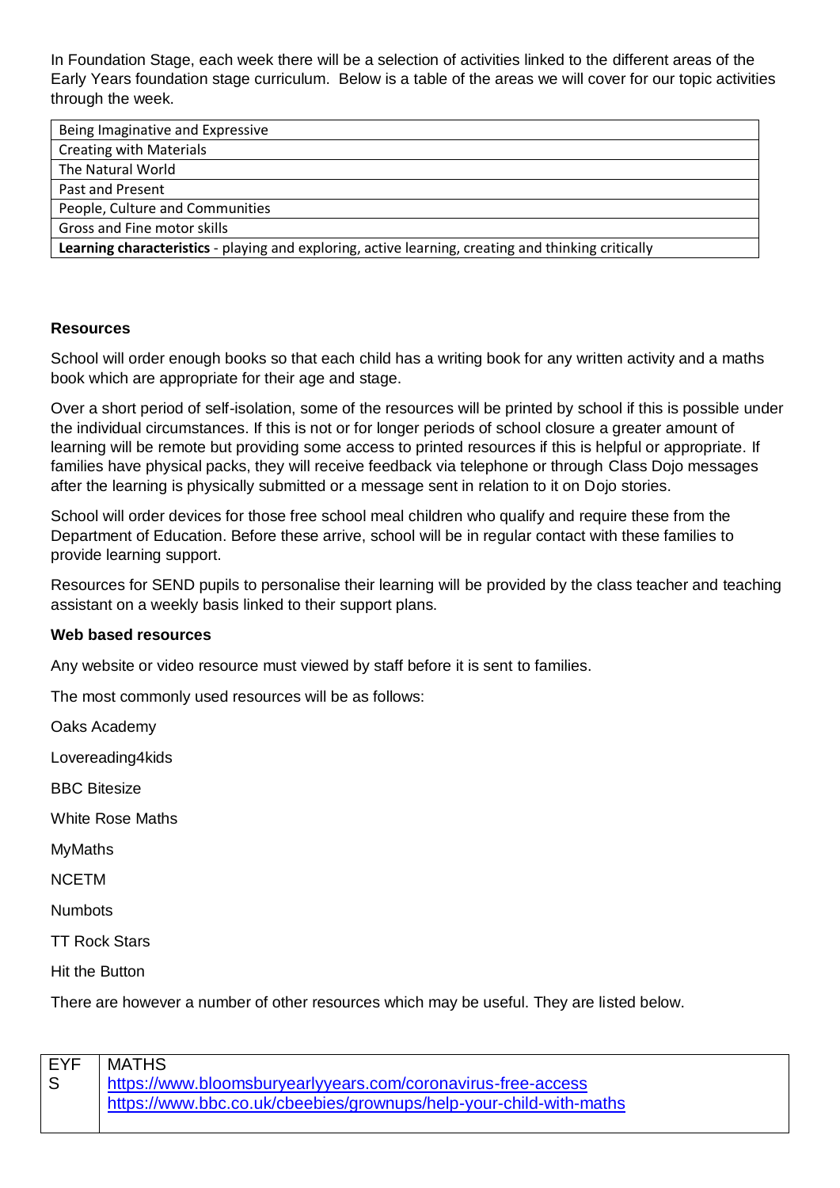In Foundation Stage, each week there will be a selection of activities linked to the different areas of the Early Years foundation stage curriculum. Below is a table of the areas we will cover for our topic activities through the week.

| Being Imaginative and Expressive |
|---|
| Creating with Materials |
| The Natural World |
| Past and Present |
| People, Culture and Communities |
| Gross and Fine motor skills |
| **Learning characteristics** - playing and exploring, active learning, creating and thinking critically |

### Resources

School will order enough books so that each child has a writing book for any written activity and a maths book which are appropriate for their age and stage.

Over a short period of self-isolation, some of the resources will be printed by school if this is possible under the individual circumstances. If this is not or for longer periods of school closure a greater amount of learning will be remote but providing some access to printed resources if this is helpful or appropriate. If families have physical packs, they will receive feedback via telephone or through Class Dojo messages after the learning is physically submitted or a message sent in relation to it on Dojo stories.

School will order devices for those free school meal children who qualify and require these from the Department of Education. Before these arrive, school will be in regular contact with these families to provide learning support.

Resources for SEND pupils to personalise their learning will be provided by the class teacher and teaching assistant on a weekly basis linked to their support plans.

### Web based resources

Any website or video resource must viewed by staff before it is sent to families.

The most commonly used resources will be as follows:

Oaks Academy

Lovereading4kids

BBC Bitesize

White Rose Maths

MyMaths

NCETM

Numbots

TT Rock Stars

Hit the Button

There are however a number of other resources which may be useful. They are listed below.

| EYFS | MATHS<br>https://www.bloomsburyearlyyears.com/coronavirus-free-access<br>https://www.bbc.co.uk/cbeebies/grownups/help-your-child-with-maths |
|---|---|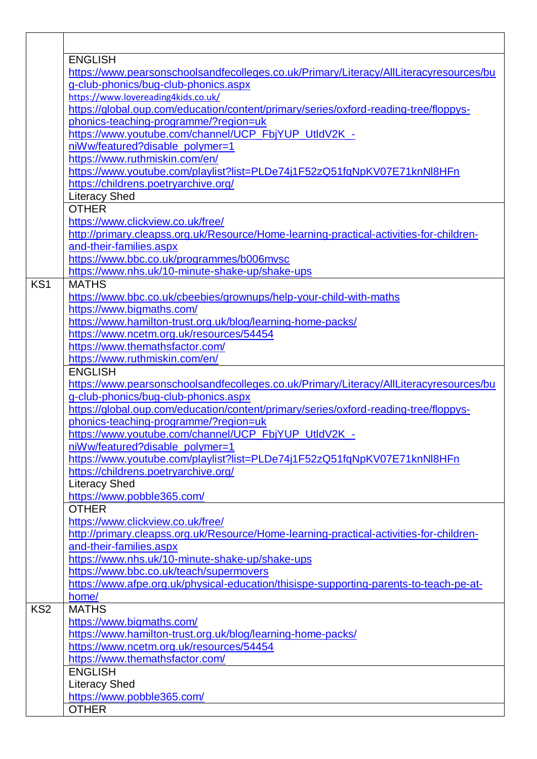| | |
|---|---|
| | |
| | ENGLISH<br>https://www.pearsonschoolsandfecolleges.co.uk/Primary/Literacy/AllLiteracyresources/bug-club-phonics/bug-club-phonics.aspx<br>https://www.lovereading4kids.co.uk/<br>https://global.oup.com/education/content/primary/series/oxford-reading-tree/floppys-phonics-teaching-programme/?region=uk<br>https://www.youtube.com/channel/UCP_FbjYUP_UtldV2K_-niWw/featured?disable_polymer=1<br>https://www.ruthmiskin.com/en/<br>https://www.youtube.com/playlist?list=PLDe74j1F52zQ51fqNpKV07E71knNl8HFn<br>https://childrens.poetryarchive.org/<br>Literacy Shed |
| | OTHER<br>https://www.clickview.co.uk/free/<br>http://primary.cleapss.org.uk/Resource/Home-learning-practical-activities-for-children-and-their-families.aspx<br>https://www.bbc.co.uk/programmes/b006mvsc<br>https://www.nhs.uk/10-minute-shake-up/shake-ups |
| KS1 | MATHS<br>https://www.bbc.co.uk/cbeebies/grownups/help-your-child-with-maths<br>https://www.bigmaths.com/<br>https://www.hamilton-trust.org.uk/blog/learning-home-packs/<br>https://www.ncetm.org.uk/resources/54454<br>https://www.themathsfactor.com/<br>https://www.ruthmiskin.com/en/ |
| | ENGLISH<br>https://www.pearsonschoolsandfecolleges.co.uk/Primary/Literacy/AllLiteracyresources/bug-club-phonics/bug-club-phonics.aspx<br>https://global.oup.com/education/content/primary/series/oxford-reading-tree/floppys-phonics-teaching-programme/?region=uk<br>https://www.youtube.com/channel/UCP_FbjYUP_UtldV2K_-niWw/featured?disable_polymer=1<br>https://www.youtube.com/playlist?list=PLDe74j1F52zQ51fqNpKV07E71knNl8HFn<br>https://childrens.poetryarchive.org/<br>Literacy Shed<br>https://www.pobble365.com/ |
| | OTHER<br>https://www.clickview.co.uk/free/<br>http://primary.cleapss.org.uk/Resource/Home-learning-practical-activities-for-children-and-their-families.aspx<br>https://www.nhs.uk/10-minute-shake-up/shake-ups<br>https://www.bbc.co.uk/teach/supermovers<br>https://www.afpe.org.uk/physical-education/thisispe-supporting-parents-to-teach-pe-at-home/ |
| KS2 | MATHS<br>https://www.bigmaths.com/<br>https://www.hamilton-trust.org.uk/blog/learning-home-packs/<br>https://www.ncetm.org.uk/resources/54454<br>https://www.themathsfactor.com/ |
| | ENGLISH<br>Literacy Shed<br>https://www.pobble365.com/ |
| | OTHER |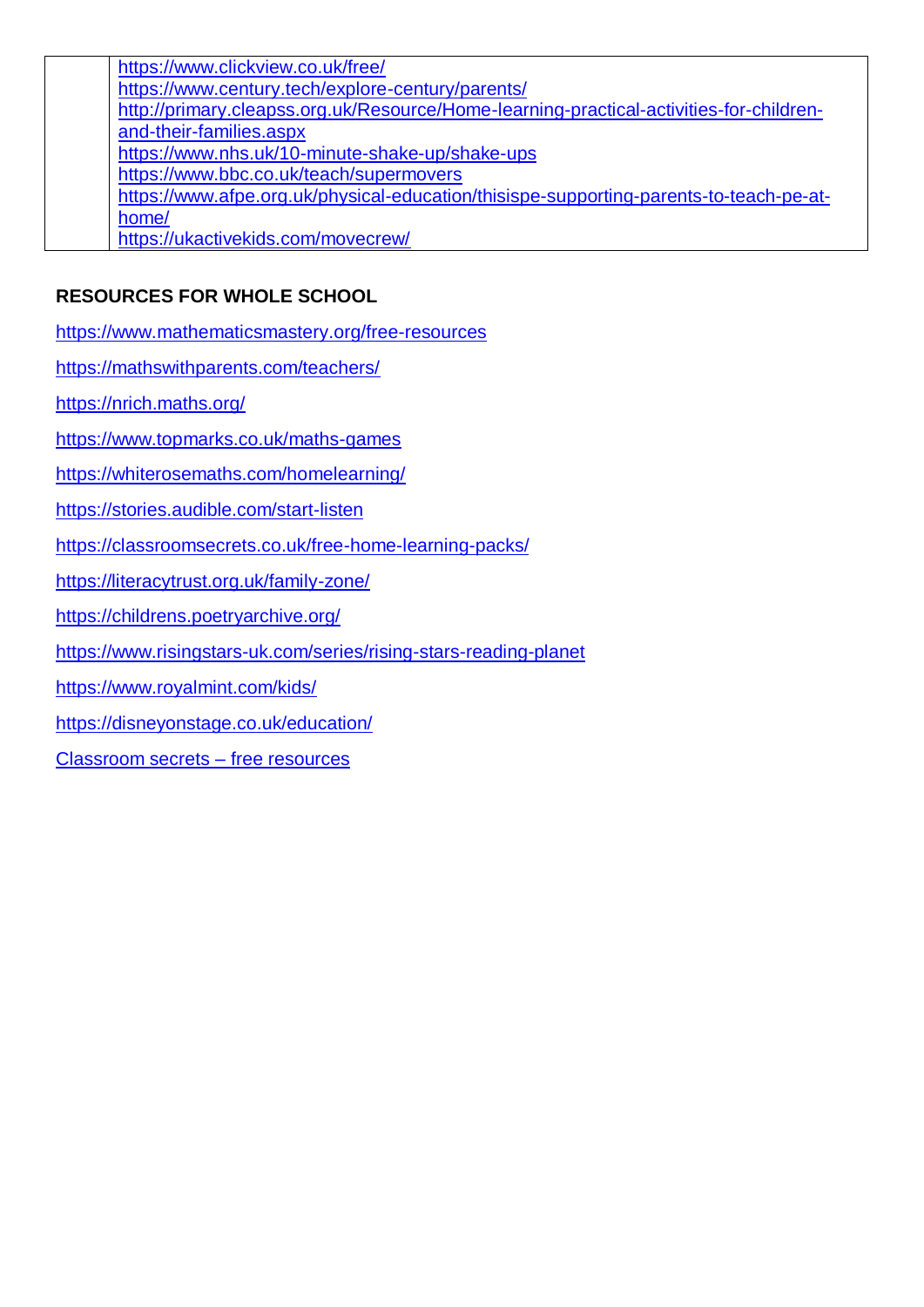| | |
|---|---|
| | https://www.clickview.co.uk/free/<br>https://www.century.tech/explore-century/parents/<br>http://primary.cleapss.org.uk/Resource/Home-learning-practical-activities-for-children-and-their-families.aspx<br>https://www.nhs.uk/10-minute-shake-up/shake-ups<br>https://www.bbc.co.uk/teach/supermovers<br>https://www.afpe.org.uk/physical-education/thisispe-supporting-parents-to-teach-pe-at-home/<br>https://ukactivekids.com/movecrew/ |

**RESOURCES FOR WHOLE SCHOOL**

https://www.mathematicsmastery.org/free-resources

https://mathswithparents.com/teachers/

https://nrich.maths.org/

https://www.topmarks.co.uk/maths-games

https://whiterosemaths.com/homelearning/

https://stories.audible.com/start-listen

https://classroomsecrets.co.uk/free-home-learning-packs/

https://literacytrust.org.uk/family-zone/

https://childrens.poetryarchive.org/

https://www.risingstars-uk.com/series/rising-stars-reading-planet

https://www.royalmint.com/kids/

https://disneyonstage.co.uk/education/

Classroom secrets – free resources